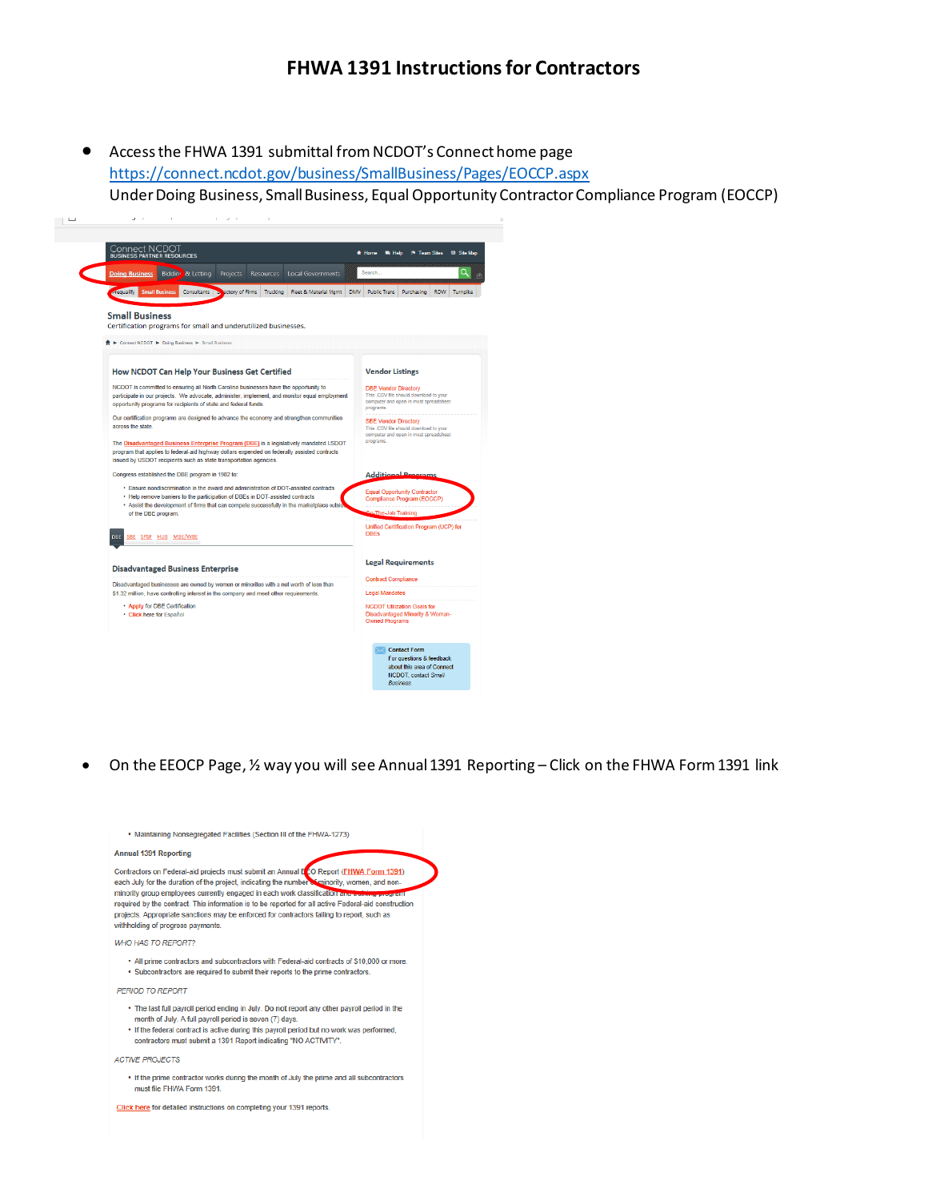# FHWA 1391 Instructions for Contractors

- Access the FHWA 1391 submittal from NCDOT's Connect home page https://connect.ncdot.gov/business/SmallBusiness/Pages/EOCCP.aspx
  Under Doing Business, Small Business, Equal Opportunity Contractor Compliance Program (EOCCP)

- On the EEOCP Page, ½ way you will see Annual 1391 Reporting – Click on the FHWA Form 1391 link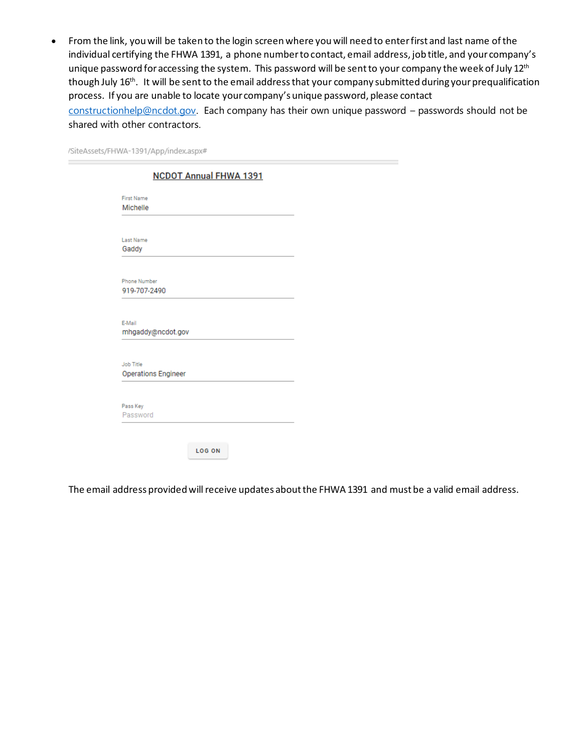- From the link, you will be taken to the login screen where you will need to enter first and last name of the individual certifying the FHWA 1391, a phone number to contact, email address, job title, and your company's unique password for accessing the system. This password will be sent to your company the week of July 12th though July 16th. It will be sent to the email address that your company submitted during your prequalification process. If you are unable to locate your company's unique password, please contact constructionhelp@ncdot.gov. Each company has their own unique password – passwords should not be shared with other contractors.

/SiteAssets/FHWA-1391/App/index.aspx#

**NCDOT Annual FHWA 1391**

First Name
Michelle

Last Name
Gaddy

Phone Number
919-707-2490

E-Mail
mhgaddy@ncdot.gov

Job Title
Operations Engineer

Pass Key
Password

LOG ON

The email address provided will receive updates about the FHWA 1391 and must be a valid email address.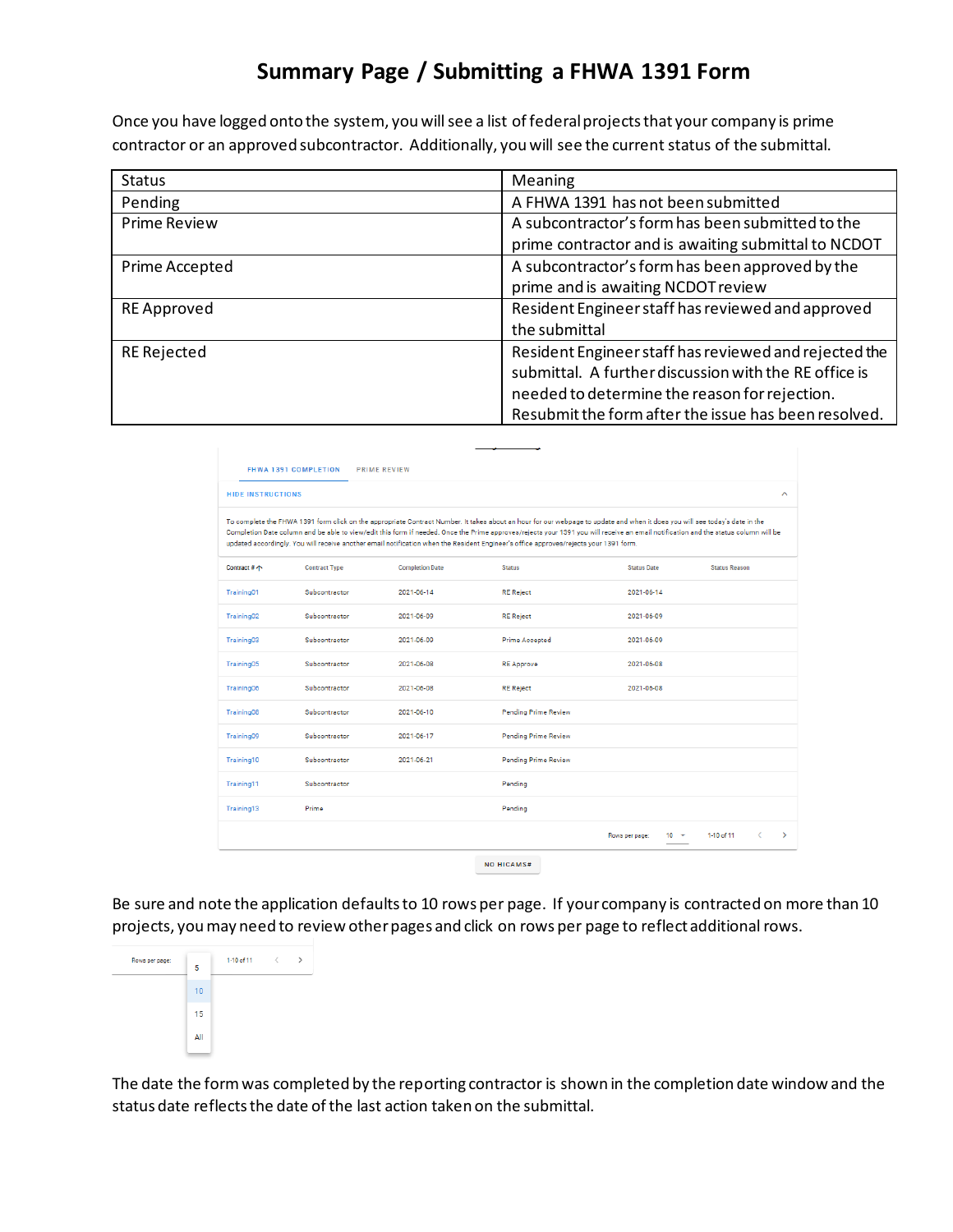# Summary Page / Submitting a FHWA 1391 Form

Once you have logged onto the system, you will see a list of federal projects that your company is prime contractor or an approved subcontractor. Additionally, you will see the current status of the submittal.

| Status | Meaning |
|---|---|
| Pending | A FHWA 1391 has not been submitted |
| Prime Review | A subcontractor's form has been submitted to the prime contractor and is awaiting submittal to NCDOT |
| Prime Accepted | A subcontractor's form has been approved by the prime and is awaiting NCDOT review |
| RE Approved | Resident Engineer staff has reviewed and approved the submittal |
| RE Rejected | Resident Engineer staff has reviewed and rejected the submittal. A further discussion with the RE office is needed to determine the reason for rejection. Resubmit the form after the issue has been resolved. |

FHWA 1391 COMPLETION    PRIME REVIEW

HIDE INSTRUCTIONS

To complete the FHWA 1391 form click on the appropriate Contract Number. It takes about an hour for our webpage to update and when it does you will see today's date in the Completion Date column and be able to view/edit this form if needed. Once the Prime approves/rejects your 1391 you will receive an email notification and the status column will be updated accordingly. You will receive another email notification when the Resident Engineer's office approves/rejects your 1391 form.

| Contract # | Contract Type | Completion Date | Status | Status Date | Status Reason |
|---|---|---|---|---|---|
| Training01 | Subcontractor | 2021-06-14 | RE Reject | 2021-06-14 | |
| Training02 | Subcontractor | 2021-06-09 | RE Reject | 2021-06-09 | |
| Training03 | Subcontractor | 2021-06-09 | Prime Accepted | 2021-06-09 | |
| Training05 | Subcontractor | 2021-06-08 | RE Approve | 2021-06-08 | |
| Training06 | Subcontractor | 2021-06-08 | RE Reject | 2021-06-08 | |
| Training08 | Subcontractor | 2021-06-10 | Pending Prime Review | | |
| Training09 | Subcontractor | 2021-06-17 | Pending Prime Review | | |
| Training10 | Subcontractor | 2021-06-21 | Pending Prime Review | | |
| Training11 | Subcontractor | | Pending | | |
| Training13 | Prime | | Pending | | |

Rows per page: 10    1-10 of 11

NO HICAMS#

Be sure and note the application defaults to 10 rows per page. If your company is contracted on more than 10 projects, you may need to review other pages and click on rows per page to reflect additional rows.

Rows per page: 5 / 10 / 15 / All    1-10 of 11

The date the form was completed by the reporting contractor is shown in the completion date window and the status date reflects the date of the last action taken on the submittal.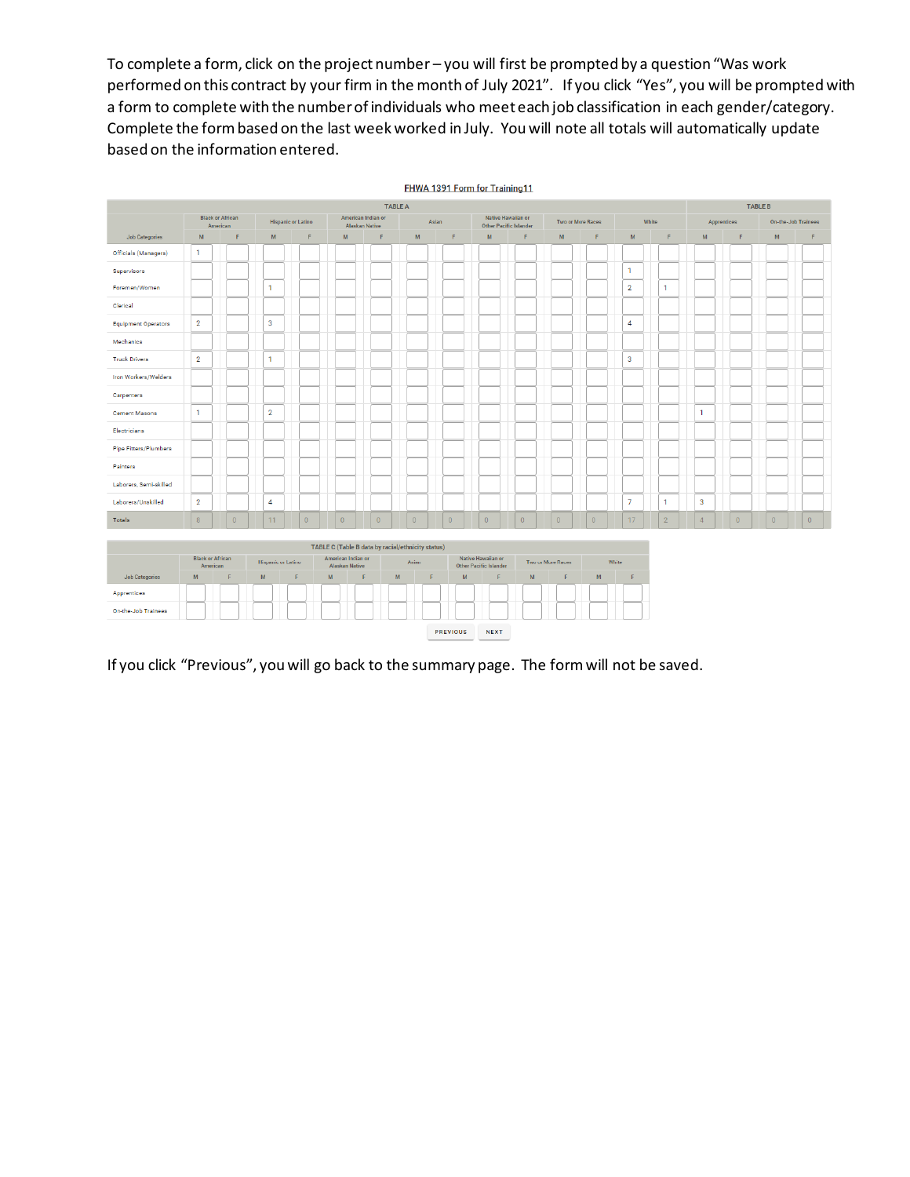To complete a form, click on the project number – you will first be prompted by a question "Was work performed on this contract by your firm in the month of July 2021". If you click "Yes", you will be prompted with a form to complete with the number of individuals who meet each job classification in each gender/category. Complete the form based on the last week worked in July. You will note all totals will automatically update based on the information entered.

**FHWA 1391 Form for Training11**

| | TABLE A | | | | | | | | | | | | | | TABLE B | | | |
|---|---|---|---|---|---|---|---|---|---|---|---|---|---|---|---|---|---|---|
| | Black or African American | | Hispanic or Latino | | American Indian or Alaskan Native | | Asian | | Native Hawaiian or Other Pacific Islander | | Two or More Races | | White | | Apprentices | | On-the-Job Trainees | |
| Job Categories | M | F | M | F | M | F | M | F | M | F | M | F | M | F | M | F | M | F |
| Officials (Managers) | 1 | | | | | | | | | | | | | | | | | |
| Supervisors | | | | | | | | | | | | | 1 | | | | | |
| Foremen/Women | | | 1 | | | | | | | | | | 2 | 1 | | | | |
| Clerical | | | | | | | | | | | | | | | | | | |
| Equipment Operators | 2 | | 3 | | | | | | | | | | 4 | | | | | |
| Mechanics | | | | | | | | | | | | | | | | | | |
| Truck Drivers | 2 | | 1 | | | | | | | | | | 3 | | | | | |
| Iron Workers/Welders | | | | | | | | | | | | | | | | | | |
| Carpenters | | | | | | | | | | | | | | | | | | |
| Cement Masons | 1 | | 2 | | | | | | | | | | | | 1 | | | |
| Electricians | | | | | | | | | | | | | | | | | | |
| Pipe Fitters/Plumbers | | | | | | | | | | | | | | | | | | |
| Painters | | | | | | | | | | | | | | | | | | |
| Laborers, Semi-skilled | | | | | | | | | | | | | | | | | | |
| Laborers/Unskilled | 2 | | 4 | | | | | | | | | | 7 | 1 | 3 | | | |
| Totals | 8 | 0 | 11 | 0 | 0 | 0 | 0 | 0 | 0 | 0 | 0 | 0 | 17 | 2 | 4 | 0 | 0 | 0 |

| | TABLE C (Table B data by racial/ethnicity status) | | | | | | | | | | | | | |
|---|---|---|---|---|---|---|---|---|---|---|---|---|---|---|
| | Black or African American | | Hispanic or Latino | | American Indian or Alaskan Native | | Asian | | Native Hawaiian or Other Pacific Islander | | Two or More Races | | White | |
| Job Categories | M | F | M | F | M | F | M | F | M | F | M | F | M | F |
| Apprentices | | | | | | | | | | | | | | |
| On-the-Job Trainees | | | | | | | | | | | | | | |

PREVIOUS NEXT

If you click "Previous", you will go back to the summary page. The form will not be saved.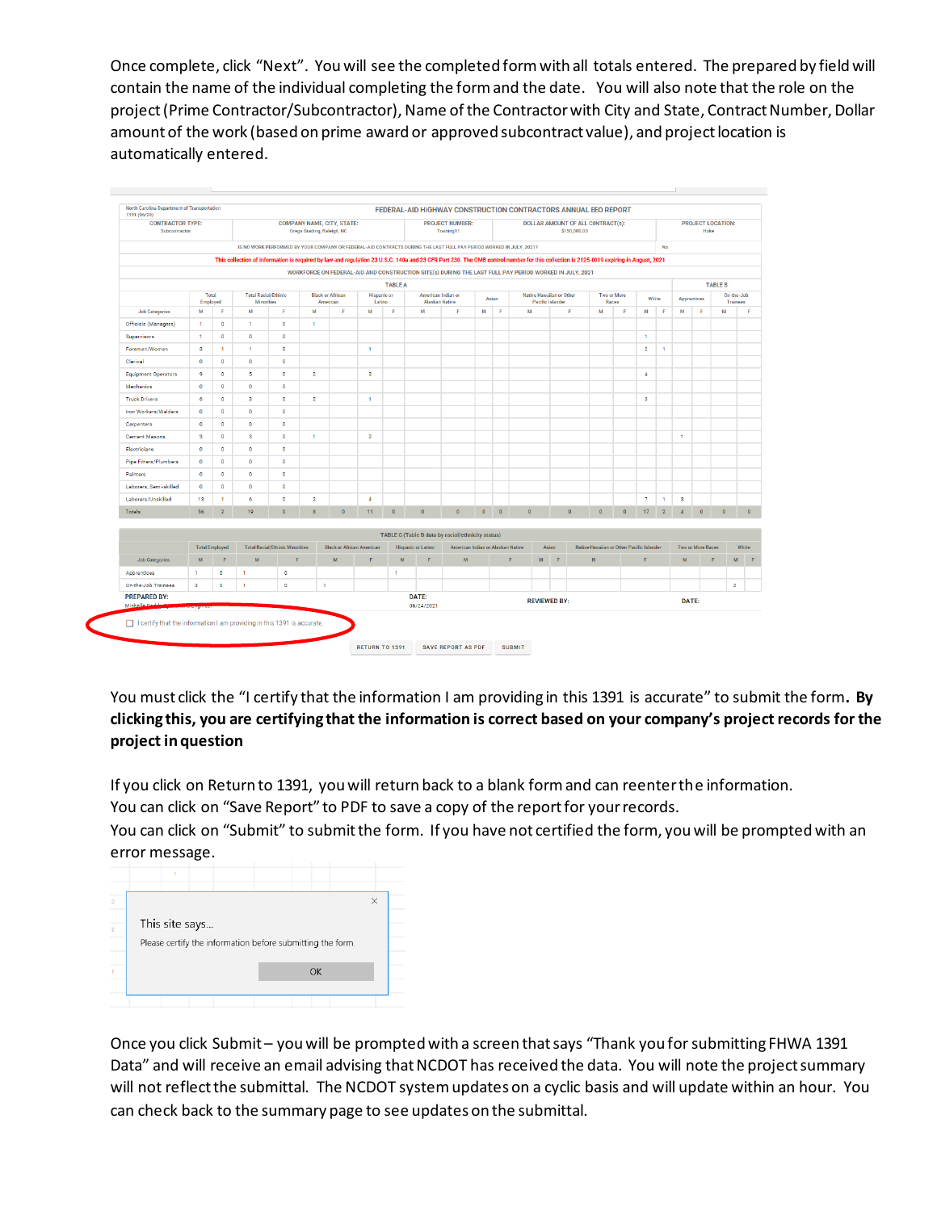Once complete, click "Next". You will see the completed form with all totals entered. The prepared by field will contain the name of the individual completing the form and the date. You will also note that the role on the project (Prime Contractor/Subcontractor), Name of the Contractor with City and State, Contract Number, Dollar amount of the work (based on prime award or approved subcontract value), and project location is automatically entered.

North Carolina Department of Transportation
1391 (06/20)

**FEDERAL-AID HIGHWAY CONSTRUCTION CONTRACTORS ANNUAL EEO REPORT**

| CONTRACTOR TYPE: | COMPANY NAME, CITY, STATE: | PROJECT NUMBER: | DOLLAR AMOUNT OF ALL CONTRACT(S): | PROJECT LOCATION: |
|---|---|---|---|---|
| Subcontractor | Gregs Grading, Raleigh, NC | Training11 | $150,000.00 | Hoke |

IS NO WORK PERFORMED BY YOUR COMPANY ON FEDERAL-AID CONTRACTS DURING THE LAST FULL PAY PERIOD WORKED IN JULY, 2021? No

This collection of information is required by law and regulation 23 U.S.C. 140a and 23 CFR Part 230. The OMB control number for this collection is 2125-0019 expiring in August, 2021

WORKFORCE ON FEDERAL-AID AND CONSTRUCTION SITE(S) DURING THE LAST FULL PAY PERIOD WORKED IN JULY, 2021

| | TABLE A | | | | | | | | | | | | | | | | | | TABLE B | | | |
|---|---|---|---|---|---|---|---|---|---|---|---|---|---|---|---|---|---|---|---|---|---|---|
| | Total Employed | | Total Racial/Ethnic Minorities | | Black or African American | | Hispanic or Latino | | American Indian or Alaskan Native | | Asian | | Native Hawaiian or Other Pacific Islander | | Two or More Races | | White | | Apprentices | | On-the-Job Trainees | |
| Job Categories | M | F | M | F | M | F | M | F | M | F | M | F | M | F | M | F | M | F | M | F | M | F |
| Officials (Managers) | 1 | 0 | 1 | 0 | 1 | | | | | | | | | | | | | | | | | |
| Supervisors | 1 | 0 | 0 | 0 | | | | | | | | | | | | | 1 | | | | | |
| Foremen/Women | 3 | 1 | 1 | 0 | | | 1 | | | | | | | | | | 2 | 1 | | | | |
| Clerical | 0 | 0 | 0 | 0 | | | | | | | | | | | | | | | | | | |
| Equipment Operators | 9 | 0 | 5 | 0 | 2 | | 3 | | | | | | | | | | 4 | | | | | |
| Mechanics | 0 | 0 | 0 | 0 | | | | | | | | | | | | | | | | | | |
| Truck Drivers | 6 | 0 | 3 | 0 | 2 | | 1 | | | | | | | | | | 3 | | | | | |
| Iron Workers/Welders | 0 | 0 | 0 | 0 | | | | | | | | | | | | | | | | | | |
| Carpenters | 0 | 0 | 0 | 0 | | | | | | | | | | | | | | | | | | |
| Cement Masons | 3 | 0 | 3 | 0 | 1 | | 2 | | | | | | | | | | | | 1 | | | |
| Electricians | 0 | 0 | 0 | 0 | | | | | | | | | | | | | | | | | | |
| Pipe Fitters/Plumbers | 0 | 0 | 0 | 0 | | | | | | | | | | | | | | | | | | |
| Painters | 0 | 0 | 0 | 0 | | | | | | | | | | | | | | | | | | |
| Laborers, Semi-skilled | 0 | 0 | 0 | 0 | | | | | | | | | | | | | | | | | | |
| Laborers/Unskilled | 13 | 1 | 6 | 0 | 2 | | 4 | | | | | | | | | | 7 | 1 | 3 | | | |
| Totals | 36 | 2 | 19 | 0 | 8 | 0 | 11 | 0 | 0 | 0 | 0 | 0 | 0 | 0 | 0 | 0 | 17 | 2 | 4 | 0 | 0 | 0 |

TABLE C (Table B data by racial/ethnicity status)

| | Total Employed | | Total Racial/Ethnic Minorities | | Black or African American | | Hispanic or Latino | | American Indian or Alaskan Native | | Asian | | Native Hawaiian or Other Pacific Islander | | Two or More Races | | White | |
|---|---|---|---|---|---|---|---|---|---|---|---|---|---|---|---|---|---|---|
| Job Categories | M | F | M | F | M | F | M | F | M | F | M | F | M | F | M | F | M | F |
| Apprentices | 1 | 0 | 1 | 0 | | | 1 | | | | | | | | | | | |
| On-the-Job Trainees | 3 | 0 | 1 | 0 | 1 | | | | | | | | | | | | 2 | |

| PREPARED BY: | DATE: | REVIEWED BY: | DATE: |
|---|---|---|---|
| Michelle Gadd... | 06/24/2021 | | |

☐ I certify that the information I am providing in this 1391 is accurate.

RETURN TO 1391 | SAVE REPORT AS PDF | SUBMIT

You must click the "I certify that the information I am providing in this 1391 is accurate" to submit the form. **By clicking this, you are certifying that the information is correct based on your company's project records for the project in question**

If you click on Return to 1391, you will return back to a blank form and can reenter the information.
You can click on "Save Report" to PDF to save a copy of the report for your records.
You can click on "Submit" to submit the form. If you have not certified the form, you will be prompted with an error message.

This site says...
Please certify the information before submitting the form.
OK

Once you click Submit – you will be prompted with a screen that says "Thank you for submitting FHWA 1391 Data" and will receive an email advising that NCDOT has received the data. You will note the project summary will not reflect the submittal. The NCDOT system updates on a cyclic basis and will update within an hour. You can check back to the summary page to see updates on the submittal.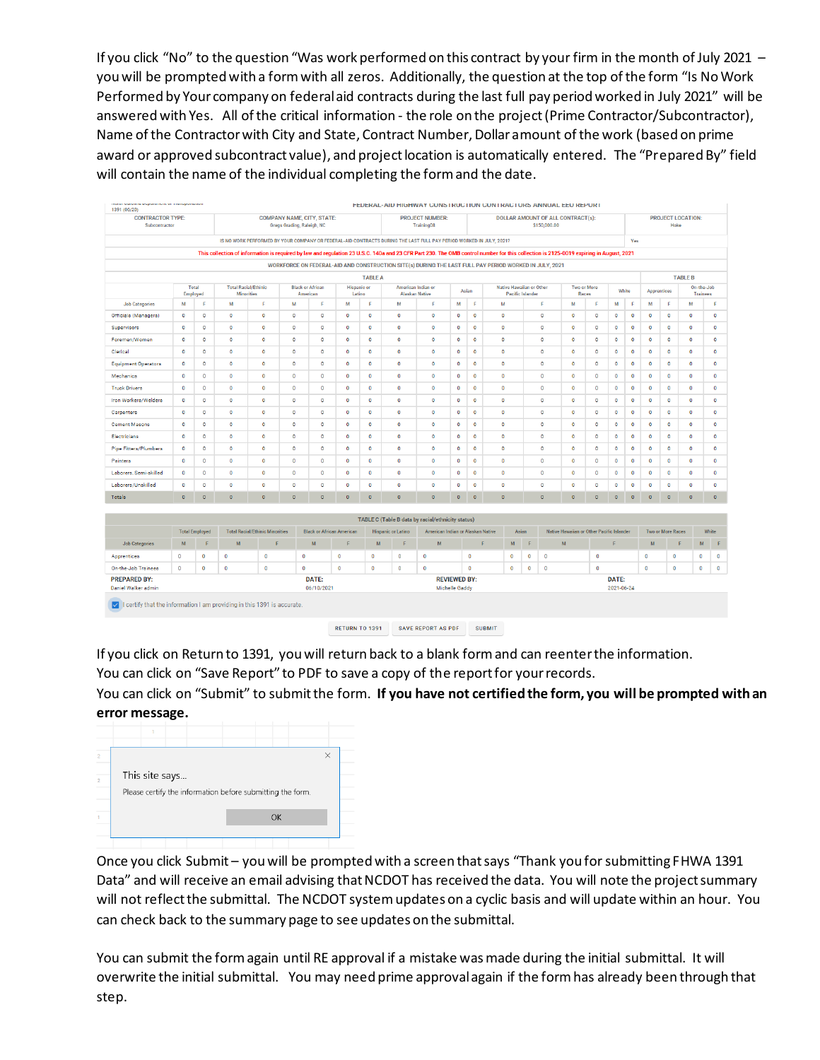If you click "No" to the question "Was work performed on this contract by your firm in the month of July 2021 – you will be prompted with a form with all zeros. Additionally, the question at the top of the form "Is No Work Performed by Your company on federal aid contracts during the last full pay period worked in July 2021" will be answered with Yes. All of the critical information - the role on the project (Prime Contractor/Subcontractor), Name of the Contractor with City and State, Contract Number, Dollar amount of the work (based on prime award or approved subcontract value), and project location is automatically entered. The "Prepared By" field will contain the name of the individual completing the form and the date.

FEDERAL-AID HIGHWAY CONSTRUCTION CONTRACTORS ANNUAL EEO REPORT

1391 (06/20)

| CONTRACTOR TYPE: | COMPANY NAME, CITY, STATE: | PROJECT NUMBER: | DOLLAR AMOUNT OF ALL CONTRACT(s): | PROJECT LOCATION: |
|---|---|---|---|---|
| Subcontractor | Gregs Grading, Raleigh, NC | Training08 | $150,000.00 | Hoke |

IS NO WORK PERFORMED BY YOUR COMPANY OR FEDERAL-AID CONTRACTS DURING THE LAST FULL PAY PERIOD WORKED IN JULY, 2021? Yes

This collection of information is required by law and regulation 23 U.S.C. 140a and 23 CFR Part 230. The OMB control number for this collection is 2125-0019 expiring in August, 2021

WORKFORCE ON FEDERAL-AID AND CONSTRUCTION SITE(S) DURING THE LAST FULL PAY PERIOD WORKED IN JULY, 2021

| | TABLE A | | | | | | | | | | | | | | | | | | | | TABLE B | | | |
|---|---|---|---|---|---|---|---|---|---|---|---|---|---|---|---|---|---|---|---|---|---|---|---|---|
| | Total Employed | | Total Racial/Ethnic Minorities | | Black or African American | | Hispanic or Latino | | American Indian or Alaskan Native | | Asian | | Native Hawaiian or Other Pacific Islander | | Two or More Races | | White | | | | Apprentices | | On-the-Job Trainees | |
| Job Categories | M | F | M | F | M | F | M | F | M | F | M | F | M | F | M | F | M | F | | | M | F | M | F |
| Officials (Managers) | 0 | 0 | 0 | 0 | 0 | 0 | 0 | 0 | 0 | 0 | 0 | 0 | 0 | 0 | 0 | 0 | 0 | 0 | | | 0 | 0 | 0 | 0 |
| Supervisors | 0 | 0 | 0 | 0 | 0 | 0 | 0 | 0 | 0 | 0 | 0 | 0 | 0 | 0 | 0 | 0 | 0 | 0 | | | 0 | 0 | 0 | 0 |
| Foremen/Women | 0 | 0 | 0 | 0 | 0 | 0 | 0 | 0 | 0 | 0 | 0 | 0 | 0 | 0 | 0 | 0 | 0 | 0 | | | 0 | 0 | 0 | 0 |
| Clerical | 0 | 0 | 0 | 0 | 0 | 0 | 0 | 0 | 0 | 0 | 0 | 0 | 0 | 0 | 0 | 0 | 0 | 0 | | | 0 | 0 | 0 | 0 |
| Equipment Operators | 0 | 0 | 0 | 0 | 0 | 0 | 0 | 0 | 0 | 0 | 0 | 0 | 0 | 0 | 0 | 0 | 0 | 0 | | | 0 | 0 | 0 | 0 |
| Mechanics | 0 | 0 | 0 | 0 | 0 | 0 | 0 | 0 | 0 | 0 | 0 | 0 | 0 | 0 | 0 | 0 | 0 | 0 | | | 0 | 0 | 0 | 0 |
| Truck Drivers | 0 | 0 | 0 | 0 | 0 | 0 | 0 | 0 | 0 | 0 | 0 | 0 | 0 | 0 | 0 | 0 | 0 | 0 | | | 0 | 0 | 0 | 0 |
| Iron Workers/Welders | 0 | 0 | 0 | 0 | 0 | 0 | 0 | 0 | 0 | 0 | 0 | 0 | 0 | 0 | 0 | 0 | 0 | 0 | | | 0 | 0 | 0 | 0 |
| Carpenters | 0 | 0 | 0 | 0 | 0 | 0 | 0 | 0 | 0 | 0 | 0 | 0 | 0 | 0 | 0 | 0 | 0 | 0 | | | 0 | 0 | 0 | 0 |
| Cement Masons | 0 | 0 | 0 | 0 | 0 | 0 | 0 | 0 | 0 | 0 | 0 | 0 | 0 | 0 | 0 | 0 | 0 | 0 | | | 0 | 0 | 0 | 0 |
| Electricians | 0 | 0 | 0 | 0 | 0 | 0 | 0 | 0 | 0 | 0 | 0 | 0 | 0 | 0 | 0 | 0 | 0 | 0 | | | 0 | 0 | 0 | 0 |
| Pipe Fitters/Plumbers | 0 | 0 | 0 | 0 | 0 | 0 | 0 | 0 | 0 | 0 | 0 | 0 | 0 | 0 | 0 | 0 | 0 | 0 | | | 0 | 0 | 0 | 0 |
| Painters | 0 | 0 | 0 | 0 | 0 | 0 | 0 | 0 | 0 | 0 | 0 | 0 | 0 | 0 | 0 | 0 | 0 | 0 | | | 0 | 0 | 0 | 0 |
| Laborers, Semi-skilled | 0 | 0 | 0 | 0 | 0 | 0 | 0 | 0 | 0 | 0 | 0 | 0 | 0 | 0 | 0 | 0 | 0 | 0 | | | 0 | 0 | 0 | 0 |
| Laborers/Unskilled | 0 | 0 | 0 | 0 | 0 | 0 | 0 | 0 | 0 | 0 | 0 | 0 | 0 | 0 | 0 | 0 | 0 | 0 | | | 0 | 0 | 0 | 0 |
| Totals | 0 | 0 | 0 | 0 | 0 | 0 | 0 | 0 | 0 | 0 | 0 | 0 | 0 | 0 | 0 | 0 | 0 | 0 | | | 0 | 0 | 0 | 0 |

TABLE C (Table B data by racial/ethnicity status)

| | Total Employed | | Total Racial/Ethnic Minorities | | Black or African American | | Hispanic or Latino | | American Indian or Alaskan Native | | Asian | | Native Hawaiian or Other Pacific Islander | | Two or More Races | | White | |
|---|---|---|---|---|---|---|---|---|---|---|---|---|---|---|---|---|---|---|
| Job Categories | M | F | M | F | M | F | M | F | M | F | M | F | M | F | M | F | M | F |
| Apprentices | 0 | 0 | 0 | 0 | 0 | 0 | 0 | 0 | 0 | 0 | 0 | 0 | 0 | 0 | 0 | 0 | 0 | 0 |
| On-the-Job Trainees | 0 | 0 | 0 | 0 | 0 | 0 | 0 | 0 | 0 | 0 | 0 | 0 | 0 | 0 | 0 | 0 | 0 | 0 |

| PREPARED BY: | DATE: | REVIEWED BY: | DATE: |
|---|---|---|---|
| Daniel Walker admin | 06/10/2021 | Michelle Gaddy | 2021-06-24 |

☑ I certify that the information I am providing in this 1391 is accurate.

RETURN TO 1391 | SAVE REPORT AS PDF | SUBMIT

If you click on Return to 1391, you will return back to a blank form and can reenter the information.
You can click on "Save Report" to PDF to save a copy of the report for your records.
You can click on "Submit" to submit the form. **If you have not certified the form, you will be prompted with an error message.**

This site says...

Please certify the information before submitting the form.

OK

Once you click Submit – you will be prompted with a screen that says "Thank you for submitting FHWA 1391 Data" and will receive an email advising that NCDOT has received the data. You will note the project summary will not reflect the submittal. The NCDOT system updates on a cyclic basis and will update within an hour. You can check back to the summary page to see updates on the submittal.

You can submit the form again until RE approval if a mistake was made during the initial submittal. It will overwrite the initial submittal. You may need prime approval again if the form has already been through that step.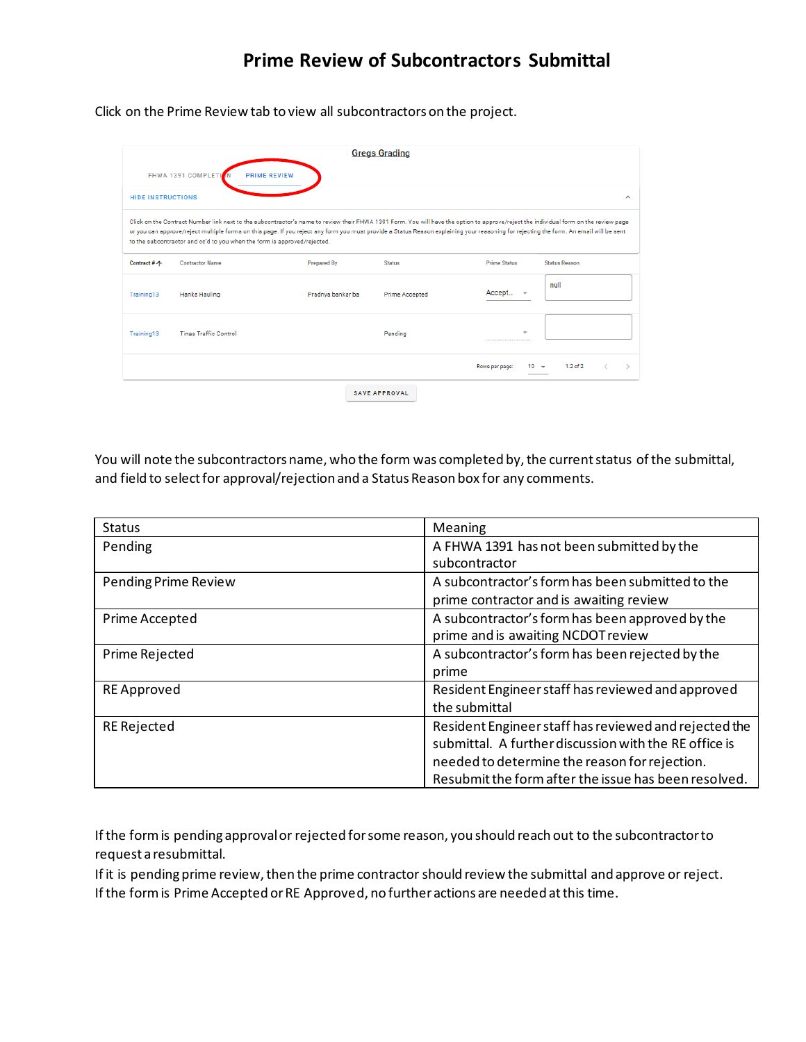# Prime Review of Subcontractors Submittal

Click on the Prime Review tab to view all subcontractors on the project.

You will note the subcontractors name, who the form was completed by, the current status of the submittal, and field to select for approval/rejection and a Status Reason box for any comments.

| Status | Meaning |
|---|---|
| Pending | A FHWA 1391 has not been submitted by the subcontractor |
| Pending Prime Review | A subcontractor's form has been submitted to the prime contractor and is awaiting review |
| Prime Accepted | A subcontractor's form has been approved by the prime and is awaiting NCDOT review |
| Prime Rejected | A subcontractor's form has been rejected by the prime |
| RE Approved | Resident Engineer staff has reviewed and approved the submittal |
| RE Rejected | Resident Engineer staff has reviewed and rejected the submittal. A further discussion with the RE office is needed to determine the reason for rejection. Resubmit the form after the issue has been resolved. |

If the form is pending approval or rejected for some reason, you should reach out to the subcontractor to request a resubmittal.

If it is pending prime review, then the prime contractor should review the submittal and approve or reject.

If the form is Prime Accepted or RE Approved, no further actions are needed at this time.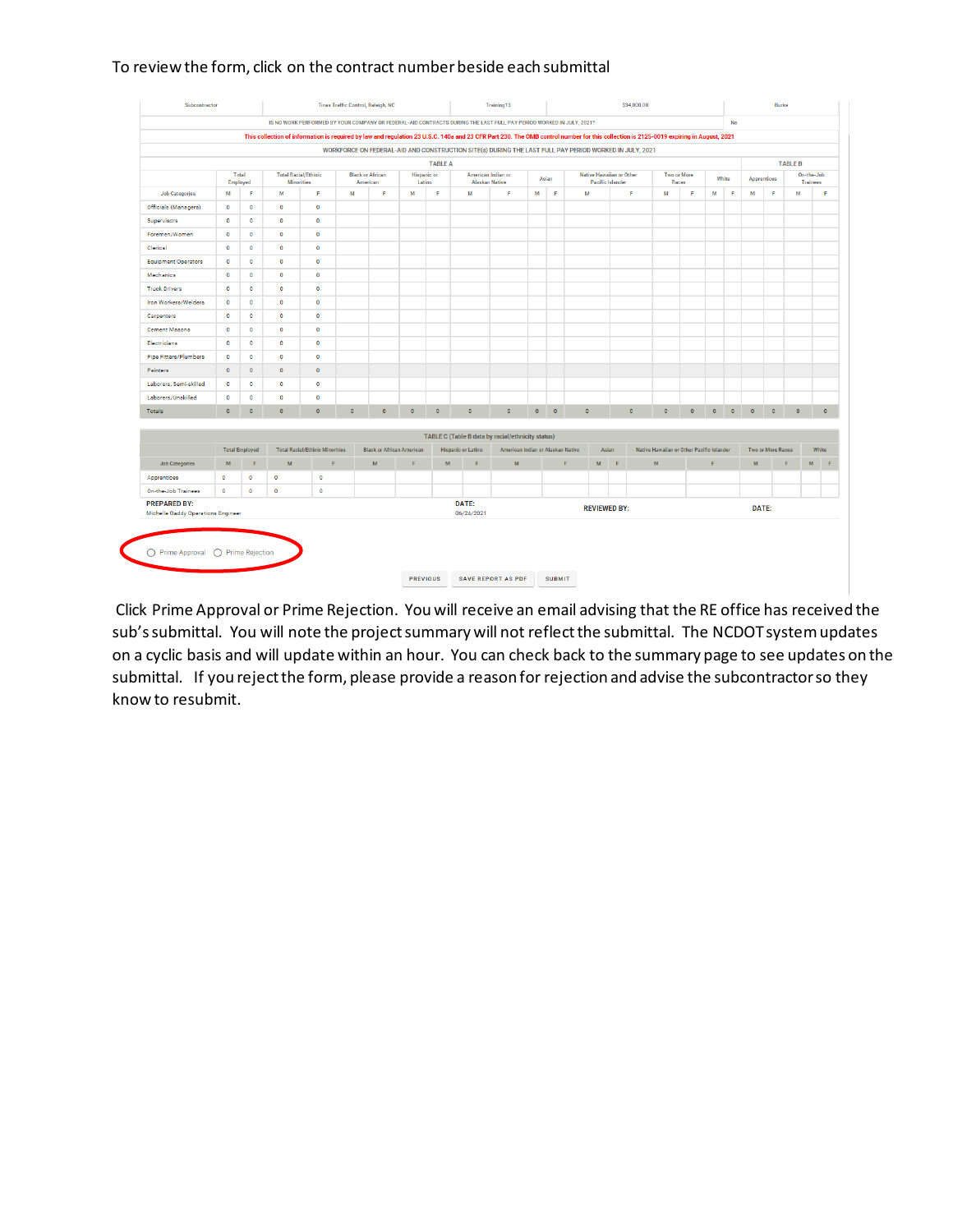To review the form, click on the contract number beside each submittal

| Subcontractor | Times Traffic Control, Raleigh, NC | Training13 | $34,000.00 | Burke |
|---|---|---|---|---|

IS NO WORK PERFORMED BY YOUR COMPANY OR FEDERAL-AID CONTRACTS DURING THE LAST FULL PAY PERIOD WORKED IN JULY, 2021? No

This collection of information is required by law and regulation 23 U.S.C. 140a and 23 CFR Part 230. The OMB control number for this collection is 2125-0019 expiring in August, 2021

WORKFORCE ON FEDERAL-AID AND CONSTRUCTION SITE(s) DURING THE LAST FULL PAY PERIOD WORKED IN JULY, 2021

| | TABLE A | | | | | | | | | | | | | | | | | | | | TABLE B | | | |
|---|---|---|---|---|---|---|---|---|---|---|---|---|---|---|---|---|---|---|---|---|---|---|---|---|
| | Total Employed | | Total Racial/Ethnic Minorities | | Black or African American | | Hispanic or Latino | | American Indian or Alaskan Native | | Asian | | Native Hawaiian or Other Pacific Islander | | Two or More Races | | White | | Apprentices | | On-the-Job Trainees | | | |
| Job Categories | M | F | M | F | M | F | M | F | M | F | M | F | M | F | M | F | M | F | M | F | M | F | | |
| Officials (Managers) | 0 | 0 | 0 | 0 | | | | | | | | | | | | | | | | | | | | |
| Supervisors | 0 | 0 | 0 | 0 | | | | | | | | | | | | | | | | | | | | |
| Foremen/Women | 0 | 0 | 0 | 0 | | | | | | | | | | | | | | | | | | | | |
| Clerical | 0 | 0 | 0 | 0 | | | | | | | | | | | | | | | | | | | | |
| Equipment Operators | 0 | 0 | 0 | 0 | | | | | | | | | | | | | | | | | | | | |
| Mechanics | 0 | 0 | 0 | 0 | | | | | | | | | | | | | | | | | | | | |
| Truck Drivers | 0 | 0 | 0 | 0 | | | | | | | | | | | | | | | | | | | | |
| Iron Workers/Welders | 0 | 0 | 0 | 0 | | | | | | | | | | | | | | | | | | | | |
| Carpenters | 0 | 0 | 0 | 0 | | | | | | | | | | | | | | | | | | | | |
| Cement Masons | 0 | 0 | 0 | 0 | | | | | | | | | | | | | | | | | | | | |
| Electricians | 0 | 0 | 0 | 0 | | | | | | | | | | | | | | | | | | | | |
| Pipe Fitters/Plumbers | 0 | 0 | 0 | 0 | | | | | | | | | | | | | | | | | | | | |
| Painters | 0 | 0 | 0 | 0 | | | | | | | | | | | | | | | | | | | | |
| Laborers, Semi-skilled | 0 | 0 | 0 | 0 | | | | | | | | | | | | | | | | | | | | |
| Laborers/Unskilled | 0 | 0 | 0 | 0 | | | | | | | | | | | | | | | | | | | | |
| Totals | 0 | 0 | 0 | 0 | 0 | 0 | 0 | 0 | 0 | 0 | 0 | 0 | 0 | 0 | 0 | 0 | 0 | 0 | 0 | 0 | 0 | 0 | | |

TABLE C (Table B data by racial/ethnicity status)

| | Total Employed | | Total Racial/Ethnic Minorities | | Black or African American | | Hispanic or Latino | | American Indian or Alaskan Native | | Asian | | Native Hawaiian or Other Pacific Islander | | Two or More Races | | White | |
|---|---|---|---|---|---|---|---|---|---|---|---|---|---|---|---|---|---|---|
| Job Categories | M | F | M | F | M | F | M | F | M | F | M | F | M | F | M | F | M | F |
| Apprentices | 0 | 0 | 0 | 0 | | | | | | | | | | | | | | |
| On-the-Job Trainees | 0 | 0 | 0 | 0 | | | | | | | | | | | | | | |

PREPARED BY: Michelle Gaddy Operations Engineer | DATE: 06/24/2021 | REVIEWED BY: | DATE:

○ Prime Approval ○ Prime Rejection

PREVIOUS | SAVE REPORT AS PDF | SUBMIT

Click Prime Approval or Prime Rejection. You will receive an email advising that the RE office has received the sub's submittal. You will note the project summary will not reflect the submittal. The NCDOT system updates on a cyclic basis and will update within an hour. You can check back to the summary page to see updates on the submittal. If you reject the form, please provide a reason for rejection and advise the subcontractor so they know to resubmit.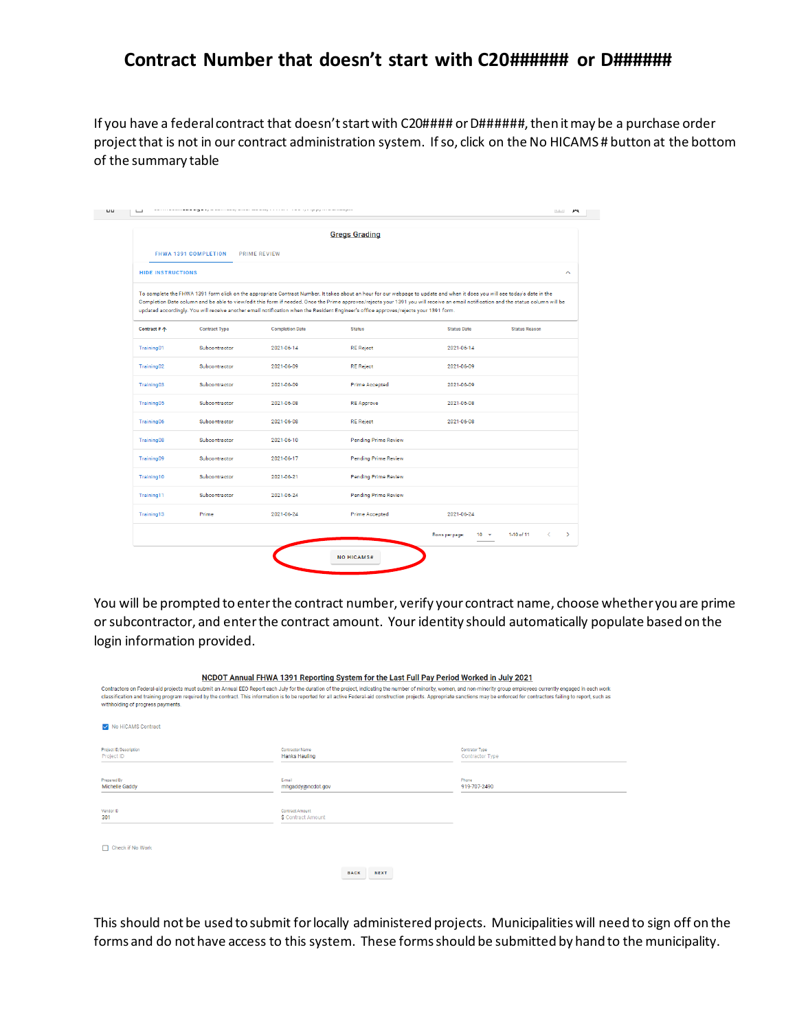# Contract Number that doesn't start with C20###### or D######

If you have a federal contract that doesn't start with C20#### or D######, then it may be a purchase order project that is not in our contract administration system. If so, click on the No HICAMS # button at the bottom of the summary table

Gregs Grading

FHWA 1391 COMPLETION    PRIME REVIEW

HIDE INSTRUCTIONS

To complete the FHWA 1391 form click on the appropriate Contract Number. It takes about an hour for our webpage to update and when it does you will see today's date in the Completion Date column and be able to view/edit this form if needed. Once the Prime approves/rejects your 1391 you will receive an email notification and the status column will be updated accordingly. You will receive another email notification when the Resident Engineer's office approves/rejects your 1391 form.

| Contract # | Contract Type | Completion Date | Status | Status Date | Status Reason |
|---|---|---|---|---|---|
| Training01 | Subcontractor | 2021-06-14 | RE Reject | 2021-06-14 | |
| Training02 | Subcontractor | 2021-06-09 | RE Reject | 2021-06-09 | |
| Training03 | Subcontractor | 2021-06-09 | Prime Accepted | 2021-06-09 | |
| Training05 | Subcontractor | 2021-06-08 | RE Approve | 2021-06-08 | |
| Training06 | Subcontractor | 2021-06-08 | RE Reject | 2021-06-08 | |
| Training08 | Subcontractor | 2021-06-10 | Pending Prime Review | | |
| Training09 | Subcontractor | 2021-06-17 | Pending Prime Review | | |
| Training10 | Subcontractor | 2021-06-21 | Pending Prime Review | | |
| Training11 | Subcontractor | 2021-06-24 | Pending Prime Review | | |
| Training13 | Prime | 2021-06-24 | Prime Accepted | 2021-06-24 | |

Rows per page: 10    1-10 of 11

NO HICAMS#

You will be prompted to enter the contract number, verify your contract name, choose whether you are prime or subcontractor, and enter the contract amount. Your identity should automatically populate based on the login information provided.

NCDOT Annual FHWA 1391 Reporting System for the Last Full Pay Period Worked in July 2021

Contractors on Federal-aid projects must submit an Annual EEO Report each July for the duration of the project, indicating the number of minority, women, and non-minority group employees currently engaged in each work classification and training program required by the contract. This information is to be reported for all active Federal-aid construction projects. Appropriate sanctions may be enforced for contractors failing to report, such as withholding of progress payments.

☑ No HICAMS Contract

| Project ID/Description | Contractor Name | Contractor Type |
|---|---|---|
| Project ID | Hanks Hauling | Contractor Type |

| Prepared By | Email | Phone |
|---|---|---|
| Michelle Gaddy | mhgaddy@ncdot.gov | 919-707-2490 |

| Vendor ID | Contract Amount |
|---|---|
| 301 | $ Contract Amount |

☐ Check if No Work

BACK    NEXT

This should not be used to submit for locally administered projects. Municipalities will need to sign off on the forms and do not have access to this system. These forms should be submitted by hand to the municipality.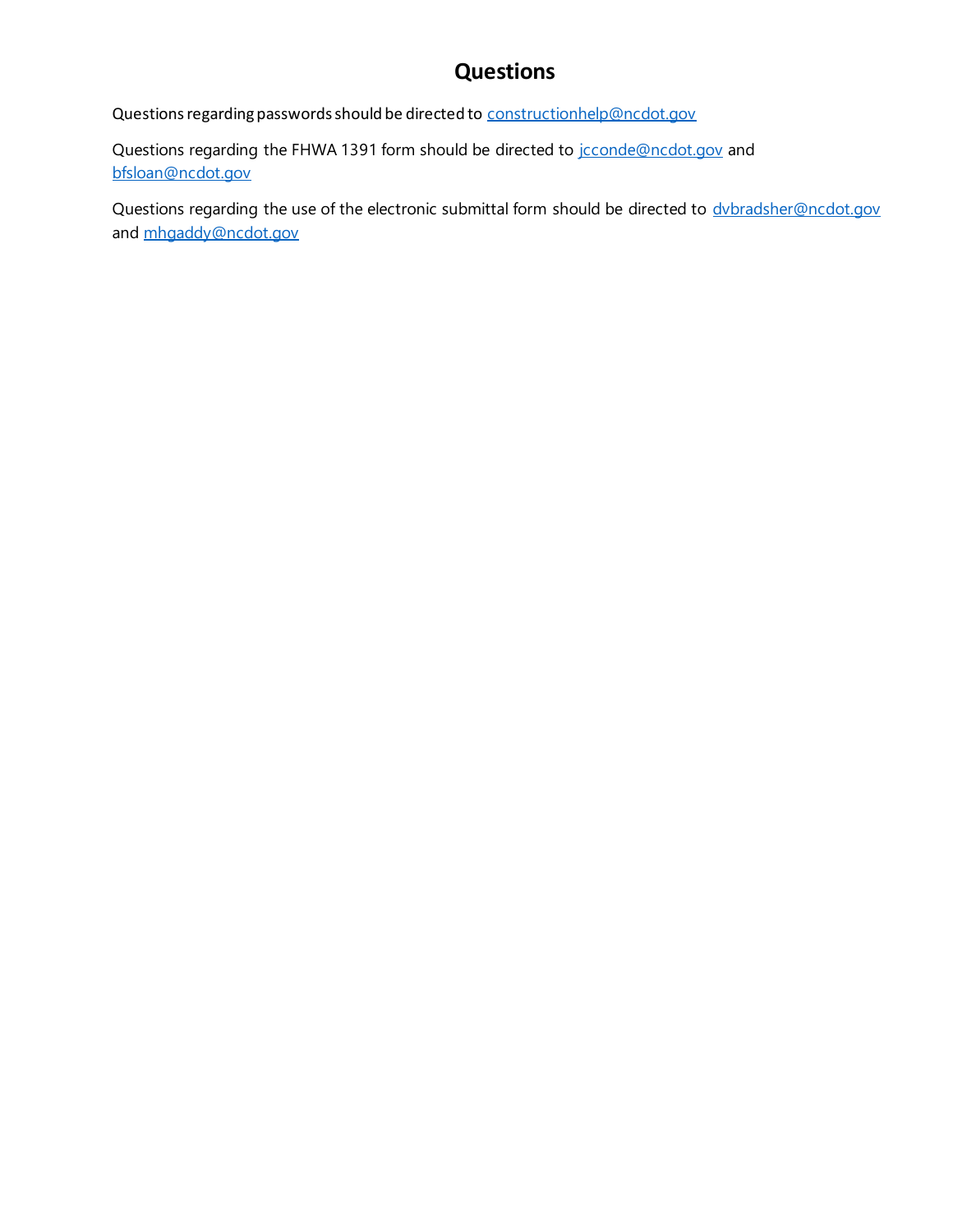# Questions

Questions regarding passwords should be directed to constructionhelp@ncdot.gov

Questions regarding the FHWA 1391 form should be directed to jcconde@ncdot.gov and bfsloan@ncdot.gov

Questions regarding the use of the electronic submittal form should be directed to dvbradsher@ncdot.gov and mhgaddy@ncdot.gov